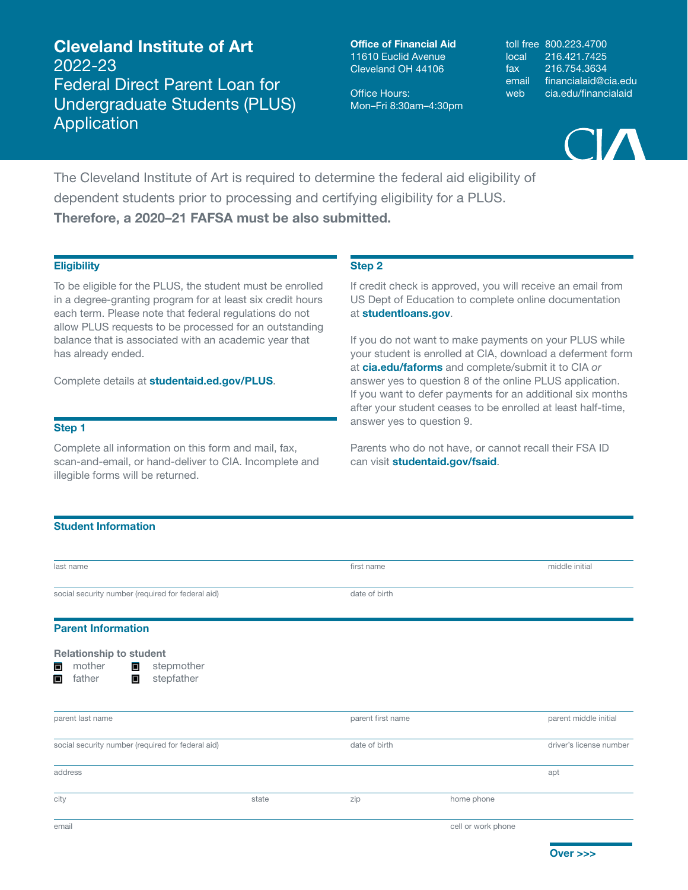# Cleveland Institute of Art
## 2022-23 Federal Direct Parent Loan for Undergraduate Students (PLUS) Application

**Office of Financial Aid**
11610 Euclid Avenue
Cleveland OH 44106

Office Hours:
Mon–Fri 8:30am–4:30pm

toll free 800.223.4700
local 216.421.7425
fax 216.754.3634
email financialaid@cia.edu
web cia.edu/financialaid

The Cleveland Institute of Art is required to determine the federal aid eligibility of dependent students prior to processing and certifying eligibility for a PLUS. **Therefore, a 2020–21 FAFSA must be also submitted.**

### Eligibility

To be eligible for the PLUS, the student must be enrolled in a degree-granting program for at least six credit hours each term. Please note that federal regulations do not allow PLUS requests to be processed for an outstanding balance that is associated with an academic year that has already ended.

Complete details at **studentaid.ed.gov/PLUS**.

### Step 1

Complete all information on this form and mail, fax, scan-and-email, or hand-deliver to CIA. Incomplete and illegible forms will be returned.

### Step 2

If credit check is approved, you will receive an email from US Dept of Education to complete online documentation at **studentloans.gov**.

If you do not want to make payments on your PLUS while your student is enrolled at CIA, download a deferment form at **cia.edu/faforms** and complete/submit it to CIA *or* answer yes to question 8 of the online PLUS application. If you want to defer payments for an additional six months after your student ceases to be enrolled at least half-time, answer yes to question 9.

Parents who do not have, or cannot recall their FSA ID can visit **studentaid.gov/fsaid**.

### Student Information

last name ______ first name ______ middle initial ______

social security number (required for federal aid) ______ date of birth ______

### Parent Information

**Relationship to student**

- ☐ mother
- ☐ stepmother
- ☐ father
- ☐ stepfather

parent last name ______ parent first name ______ parent middle initial ______

social security number (required for federal aid) ______ date of birth ______ driver's license number ______

address ______ apt ______

city ______ state ______ zip ______ home phone ______

email ______ cell or work phone ______

**Over >>>**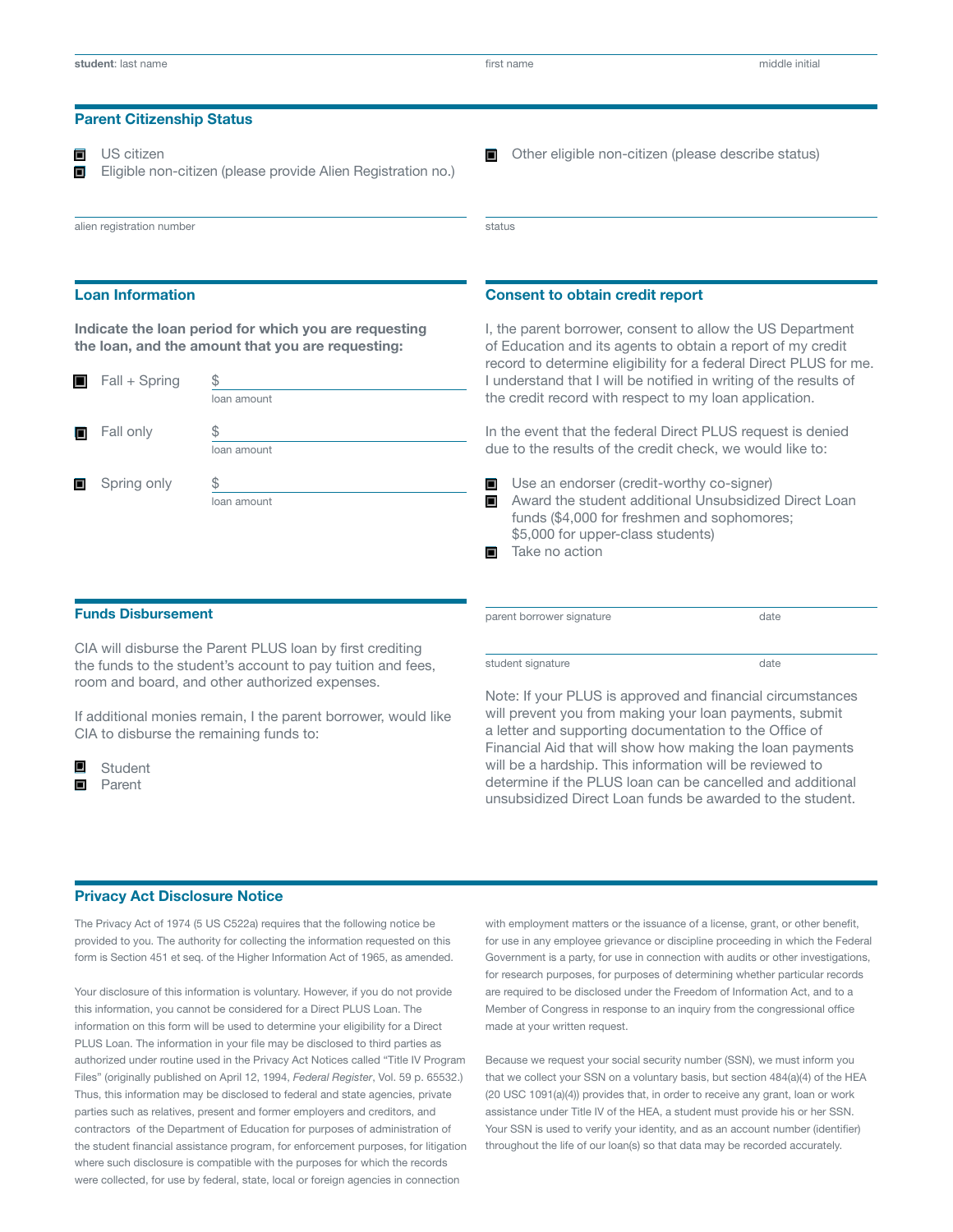**student**: last name | first name | middle initial

## Parent Citizenship Status

- ▣ US citizen
- ▣ Eligible non-citizen (please provide Alien Registration no.)
- ▣ Other eligible non-citizen (please describe status)

alien registration number

status

## Loan Information

**Indicate the loan period for which you are requesting the loan, and the amount that you are requesting:**

- ▣ Fall + Spring $ ____________ loan amount
- ▣ Fall only $ ____________ loan amount
- ▣ Spring only $ ____________ loan amount

## Consent to obtain credit report

I, the parent borrower, consent to allow the US Department of Education and its agents to obtain a report of my credit record to determine eligibility for a federal Direct PLUS for me. I understand that I will be notified in writing of the results of the credit record with respect to my loan application.

In the event that the federal Direct PLUS request is denied due to the results of the credit check, we would like to:

- ▣ Use an endorser (credit-worthy co-signer)
- ▣ Award the student additional Unsubsidized Direct Loan funds ($4,000 for freshmen and sophomores; $5,000 for upper-class students)
- ▣ Take no action

## Funds Disbursement

CIA will disburse the Parent PLUS loan by first crediting the funds to the student's account to pay tuition and fees, room and board, and other authorized expenses.

If additional monies remain, I the parent borrower, would like CIA to disburse the remaining funds to:

- ▣ Student
- ▣ Parent

parent borrower signature | date

student signature | date

Note: If your PLUS is approved and financial circumstances will prevent you from making your loan payments, submit a letter and supporting documentation to the Office of Financial Aid that will show how making the loan payments will be a hardship. This information will be reviewed to determine if the PLUS loan can be cancelled and additional unsubsidized Direct Loan funds be awarded to the student.

## Privacy Act Disclosure Notice

The Privacy Act of 1974 (5 US C522a) requires that the following notice be provided to you. The authority for collecting the information requested on this form is Section 451 et seq. of the Higher Information Act of 1965, as amended.

Your disclosure of this information is voluntary. However, if you do not provide this information, you cannot be considered for a Direct PLUS Loan. The information on this form will be used to determine your eligibility for a Direct PLUS Loan. The information in your file may be disclosed to third parties as authorized under routine used in the Privacy Act Notices called "Title IV Program Files" (originally published on April 12, 1994, *Federal Register*, Vol. 59 p. 65532.) Thus, this information may be disclosed to federal and state agencies, private parties such as relatives, present and former employers and creditors, and contractors of the Department of Education for purposes of administration of the student financial assistance program, for enforcement purposes, for litigation where such disclosure is compatible with the purposes for which the records were collected, for use by federal, state, local or foreign agencies in connection with employment matters or the issuance of a license, grant, or other benefit, for use in any employee grievance or discipline proceeding in which the Federal Government is a party, for use in connection with audits or other investigations, for research purposes, for purposes of determining whether particular records are required to be disclosed under the Freedom of Information Act, and to a Member of Congress in response to an inquiry from the congressional office made at your written request.

Because we request your social security number (SSN), we must inform you that we collect your SSN on a voluntary basis, but section 484(a)(4) of the HEA (20 USC 1091(a)(4)) provides that, in order to receive any grant, loan or work assistance under Title IV of the HEA, a student must provide his or her SSN. Your SSN is used to verify your identity, and as an account number (identifier) throughout the life of our loan(s) so that data may be recorded accurately.